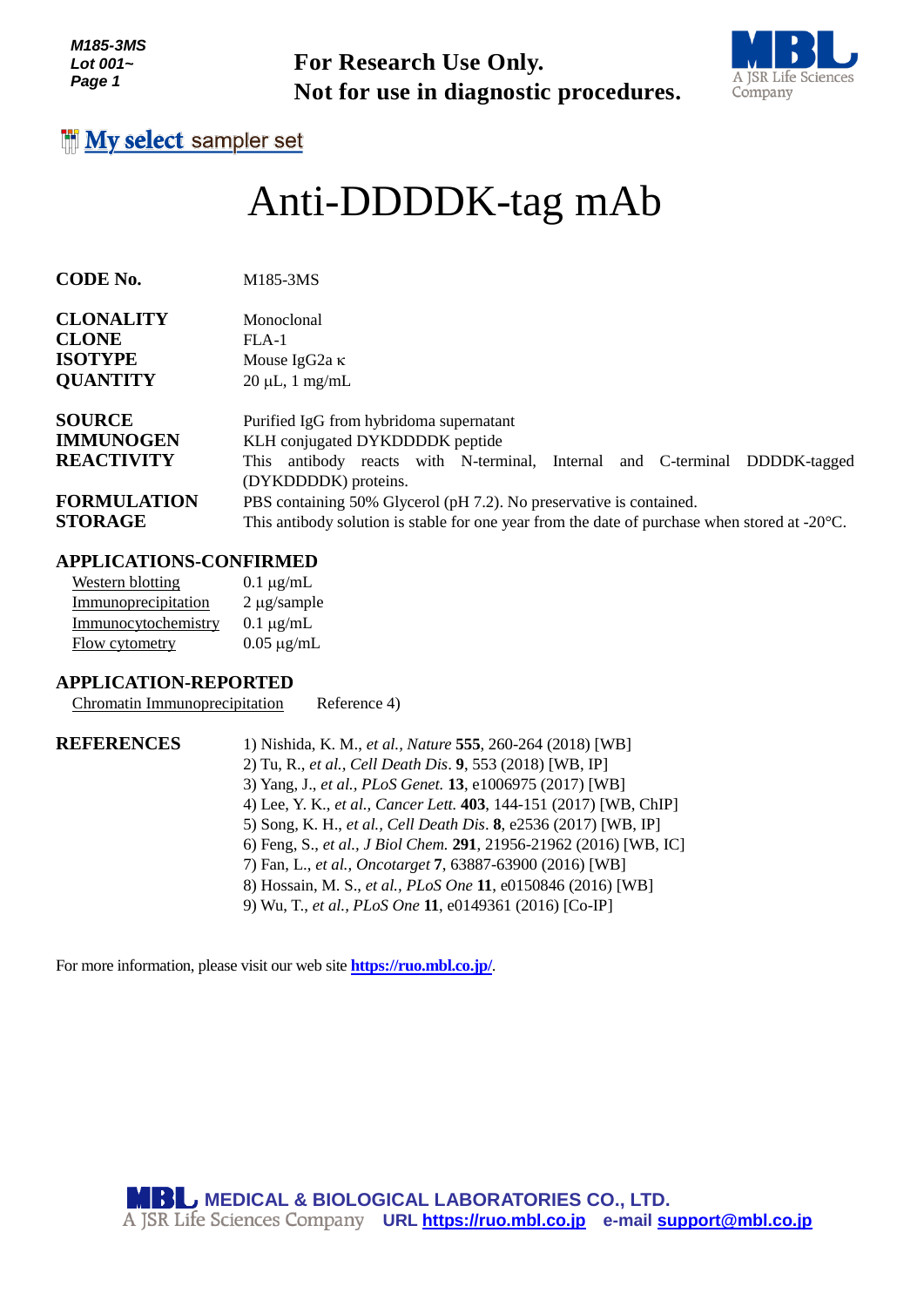**For Research Use Only.**
**Not for use in diagnostic procedures.**

My select sampler set

# Anti-DDDDK-tag mAb

| | |
|---|---|
| **CODE No.** | M185-3MS |
| **CLONALITY** | Monoclonal |
| **CLONE** | FLA-1 |
| **ISOTYPE** | Mouse IgG2a κ |
| **QUANTITY** | 20 µL, 1 mg/mL |
| **SOURCE** | Purified IgG from hybridoma supernatant |
| **IMMUNOGEN** | KLH conjugated DYKDDDDK peptide |
| **REACTIVITY** | This antibody reacts with N-terminal, Internal and C-terminal DDDDK-tagged (DYKDDDDK) proteins. |
| **FORMULATION** | PBS containing 50% Glycerol (pH 7.2). No preservative is contained. |
| **STORAGE** | This antibody solution is stable for one year from the date of purchase when stored at -20°C. |

## APPLICATIONS-CONFIRMED

| | |
|---|---|
| Western blotting | 0.1 µg/mL |
| Immunoprecipitation | 2 µg/sample |
| Immunocytochemistry | 0.1 µg/mL |
| Flow cytometry | 0.05 µg/mL |

## APPLICATION-REPORTED

Chromatin Immunoprecipitation    Reference 4)

## REFERENCES

1) Nishida, K. M., *et al.*, *Nature* **555**, 260-264 (2018) [WB]
2) Tu, R., *et al.*, *Cell Death Dis*. **9**, 553 (2018) [WB, IP]
3) Yang, J., *et al.*, *PLoS Genet.* **13**, e1006975 (2017) [WB]
4) Lee, Y. K., *et al.*, *Cancer Lett.* **403**, 144-151 (2017) [WB, ChIP]
5) Song, K. H., *et al.*, *Cell Death Dis*. **8**, e2536 (2017) [WB, IP]
6) Feng, S., *et al.*, *J Biol Chem.* **291**, 21956-21962 (2016) [WB, IC]
7) Fan, L., *et al.*, *Oncotarget* **7**, 63887-63900 (2016) [WB]
8) Hossain, M. S., *et al.*, *PLoS One* **11**, e0150846 (2016) [WB]
9) Wu, T., *et al.*, *PLoS One* **11**, e0149361 (2016) [Co-IP]

For more information, please visit our web site **https://ruo.mbl.co.jp/**.

**MEDICAL & BIOLOGICAL LABORATORIES CO., LTD.**
A JSR Life Sciences Company    **URL https://ruo.mbl.co.jp    e-mail support@mbl.co.jp**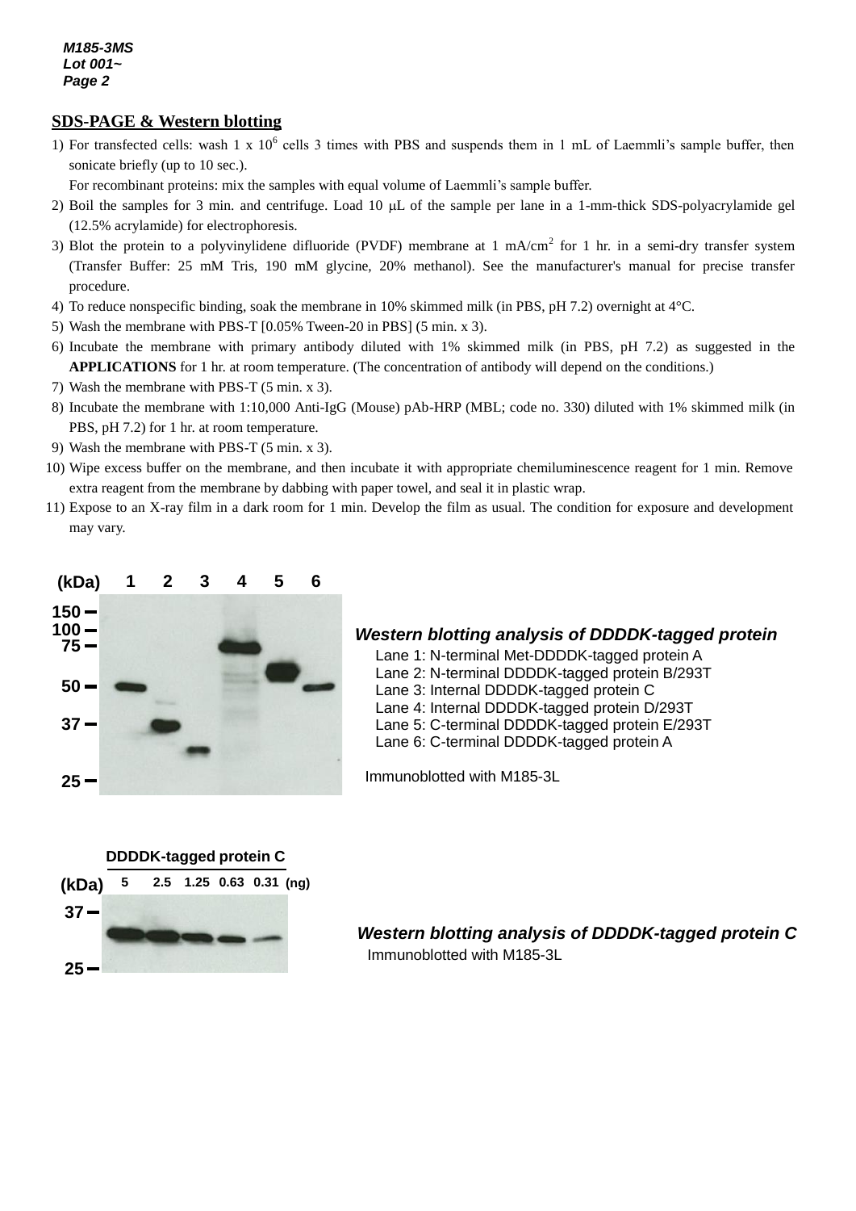## SDS-PAGE & Western blotting

1) For transfected cells: wash 1 x $10^6$ cells 3 times with PBS and suspends them in 1 mL of Laemmli's sample buffer, then sonicate briefly (up to 10 sec.).
   For recombinant proteins: mix the samples with equal volume of Laemmli's sample buffer.
2) Boil the samples for 3 min. and centrifuge. Load 10 μL of the sample per lane in a 1-mm-thick SDS-polyacrylamide gel (12.5% acrylamide) for electrophoresis.
3) Blot the protein to a polyvinylidene difluoride (PVDF) membrane at 1 mA/$cm^2$ for 1 hr. in a semi-dry transfer system (Transfer Buffer: 25 mM Tris, 190 mM glycine, 20% methanol). See the manufacturer's manual for precise transfer procedure.
4) To reduce nonspecific binding, soak the membrane in 10% skimmed milk (in PBS, pH 7.2) overnight at 4°C.
5) Wash the membrane with PBS-T [0.05% Tween-20 in PBS] (5 min. x 3).
6) Incubate the membrane with primary antibody diluted with 1% skimmed milk (in PBS, pH 7.2) as suggested in the **APPLICATIONS** for 1 hr. at room temperature. (The concentration of antibody will depend on the conditions.)
7) Wash the membrane with PBS-T (5 min. x 3).
8) Incubate the membrane with 1:10,000 Anti-IgG (Mouse) pAb-HRP (MBL; code no. 330) diluted with 1% skimmed milk (in PBS, pH 7.2) for 1 hr. at room temperature.
9) Wash the membrane with PBS-T (5 min. x 3).
10) Wipe excess buffer on the membrane, and then incubate it with appropriate chemiluminescence reagent for 1 min. Remove extra reagent from the membrane by dabbing with paper towel, and seal it in plastic wrap.
11) Expose to an X-ray film in a dark room for 1 min. Develop the film as usual. The condition for exposure and development may vary.

***Western blotting analysis of DDDDK-tagged protein***

Lane 1: N-terminal Met-DDDDK-tagged protein A
Lane 2: N-terminal DDDDK-tagged protein B/293T
Lane 3: Internal DDDDK-tagged protein C
Lane 4: Internal DDDDK-tagged protein D/293T
Lane 5: C-terminal DDDDK-tagged protein E/293T
Lane 6: C-terminal DDDDK-tagged protein A

Immunoblotted with M185-3L

***Western blotting analysis of DDDDK-tagged protein C***

Immunoblotted with M185-3L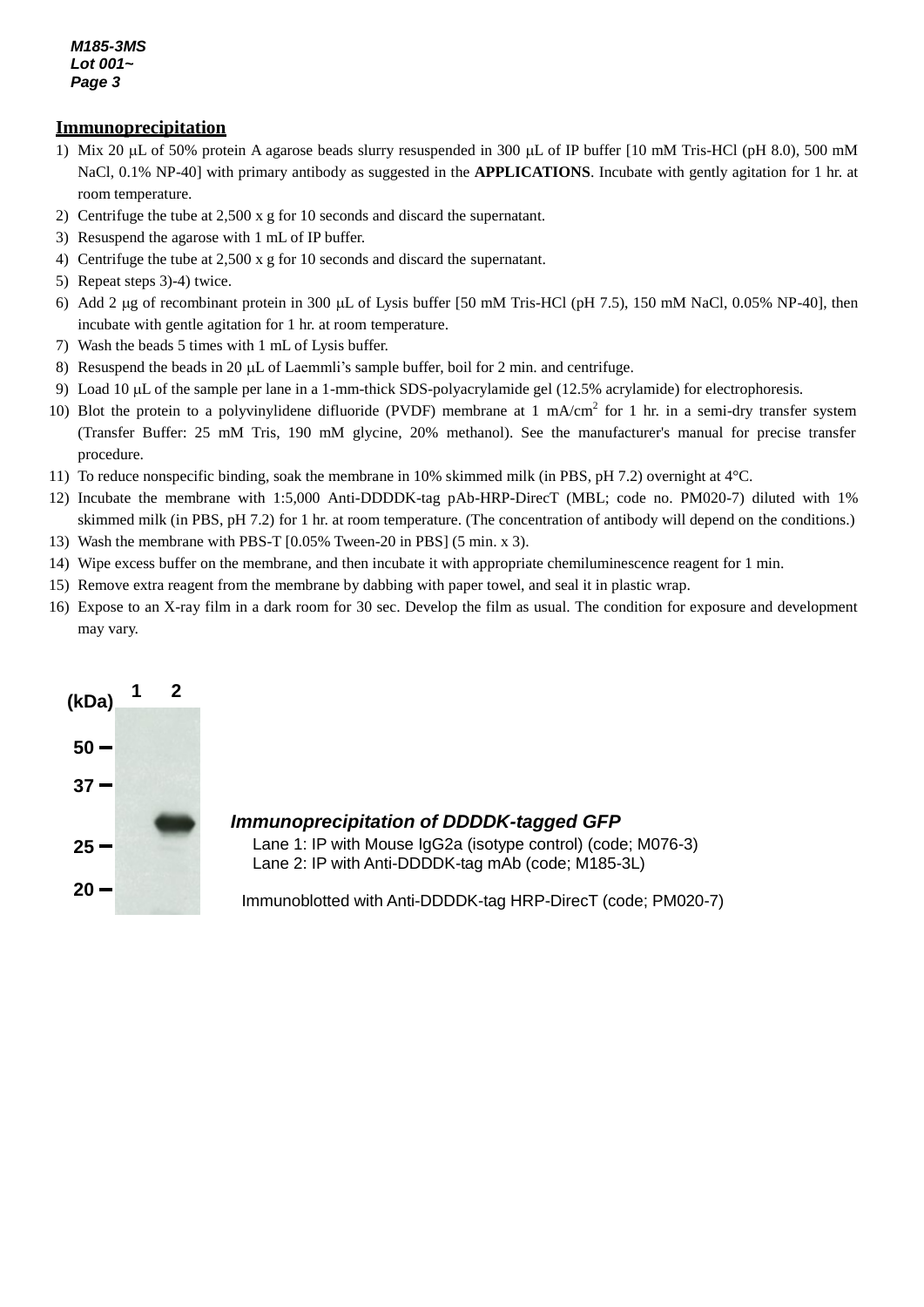## Immunoprecipitation

1) Mix 20 μL of 50% protein A agarose beads slurry resuspended in 300 μL of IP buffer [10 mM Tris-HCl (pH 8.0), 500 mM NaCl, 0.1% NP-40] with primary antibody as suggested in the **APPLICATIONS**. Incubate with gently agitation for 1 hr. at room temperature.
2) Centrifuge the tube at 2,500 x g for 10 seconds and discard the supernatant.
3) Resuspend the agarose with 1 mL of IP buffer.
4) Centrifuge the tube at 2,500 x g for 10 seconds and discard the supernatant.
5) Repeat steps 3)-4) twice.
6) Add 2 μg of recombinant protein in 300 μL of Lysis buffer [50 mM Tris-HCl (pH 7.5), 150 mM NaCl, 0.05% NP-40], then incubate with gentle agitation for 1 hr. at room temperature.
7) Wash the beads 5 times with 1 mL of Lysis buffer.
8) Resuspend the beads in 20 μL of Laemmli's sample buffer, boil for 2 min. and centrifuge.
9) Load 10 μL of the sample per lane in a 1-mm-thick SDS-polyacrylamide gel (12.5% acrylamide) for electrophoresis.
10) Blot the protein to a polyvinylidene difluoride (PVDF) membrane at 1 mA/cm$^2$ for 1 hr. in a semi-dry transfer system (Transfer Buffer: 25 mM Tris, 190 mM glycine, 20% methanol). See the manufacturer's manual for precise transfer procedure.
11) To reduce nonspecific binding, soak the membrane in 10% skimmed milk (in PBS, pH 7.2) overnight at 4°C.
12) Incubate the membrane with 1:5,000 Anti-DDDDK-tag pAb-HRP-DirecT (MBL; code no. PM020-7) diluted with 1% skimmed milk (in PBS, pH 7.2) for 1 hr. at room temperature. (The concentration of antibody will depend on the conditions.)
13) Wash the membrane with PBS-T [0.05% Tween-20 in PBS] (5 min. x 3).
14) Wipe excess buffer on the membrane, and then incubate it with appropriate chemiluminescence reagent for 1 min.
15) Remove extra reagent from the membrane by dabbing with paper towel, and seal it in plastic wrap.
16) Expose to an X-ray film in a dark room for 30 sec. Develop the film as usual. The condition for exposure and development may vary.

(kDa) 1 2
50
37
25
20

***Immunoprecipitation of DDDDK-tagged GFP***

Lane 1: IP with Mouse IgG2a (isotype control) (code; M076-3)
Lane 2: IP with Anti-DDDDK-tag mAb (code; M185-3L)

Immunoblotted with Anti-DDDDK-tag HRP-DirecT (code; PM020-7)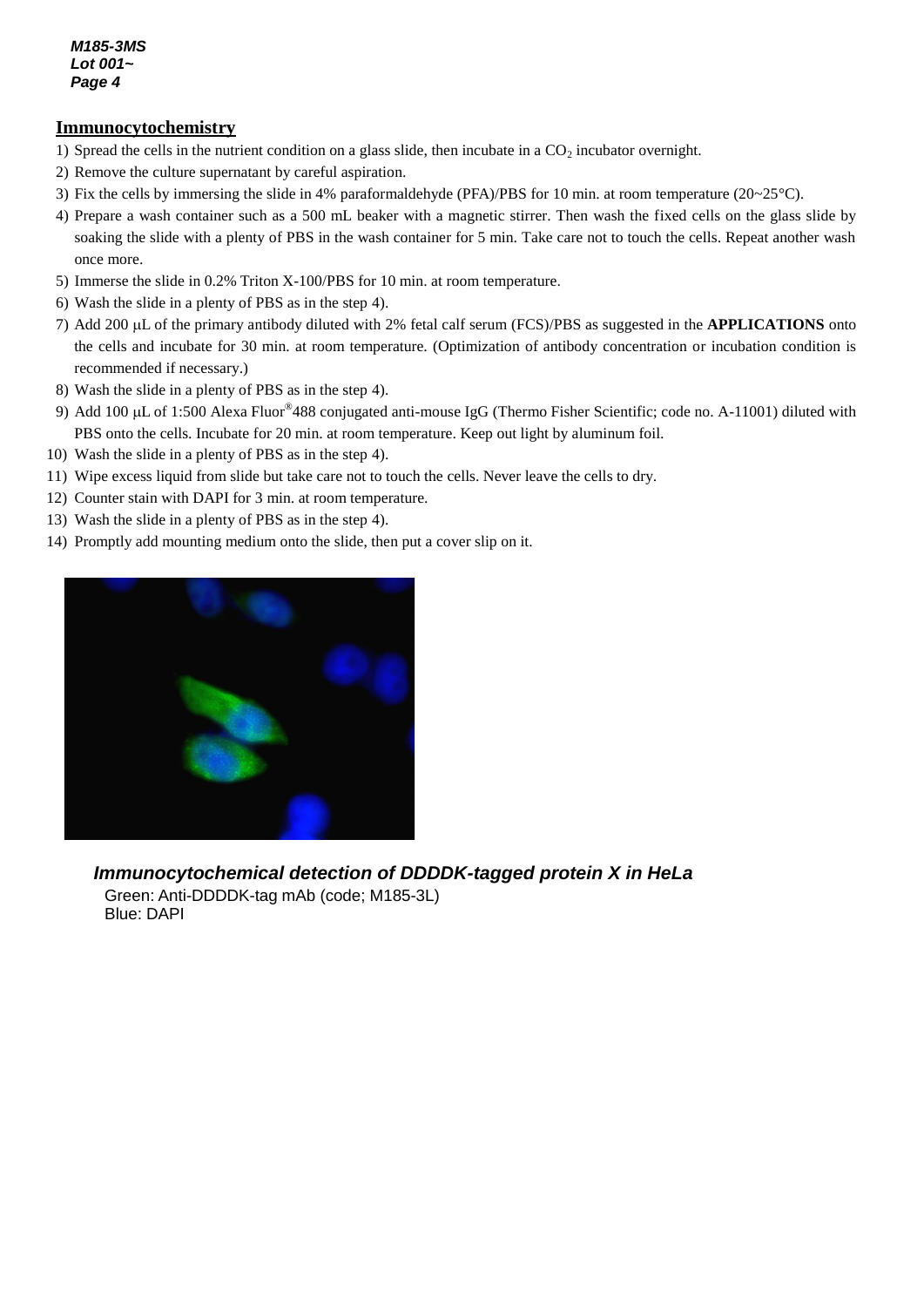## Immunocytochemistry

1) Spread the cells in the nutrient condition on a glass slide, then incubate in a $CO_2$ incubator overnight.
2) Remove the culture supernatant by careful aspiration.
3) Fix the cells by immersing the slide in 4% paraformaldehyde (PFA)/PBS for 10 min. at room temperature (20~25°C).
4) Prepare a wash container such as a 500 mL beaker with a magnetic stirrer. Then wash the fixed cells on the glass slide by soaking the slide with a plenty of PBS in the wash container for 5 min. Take care not to touch the cells. Repeat another wash once more.
5) Immerse the slide in 0.2% Triton X-100/PBS for 10 min. at room temperature.
6) Wash the slide in a plenty of PBS as in the step 4).
7) Add 200 μL of the primary antibody diluted with 2% fetal calf serum (FCS)/PBS as suggested in the **APPLICATIONS** onto the cells and incubate for 30 min. at room temperature. (Optimization of antibody concentration or incubation condition is recommended if necessary.)
8) Wash the slide in a plenty of PBS as in the step 4).
9) Add 100 μL of 1:500 Alexa Fluor®488 conjugated anti-mouse IgG (Thermo Fisher Scientific; code no. A-11001) diluted with PBS onto the cells. Incubate for 20 min. at room temperature. Keep out light by aluminum foil.
10) Wash the slide in a plenty of PBS as in the step 4).
11) Wipe excess liquid from slide but take care not to touch the cells. Never leave the cells to dry.
12) Counter stain with DAPI for 3 min. at room temperature.
13) Wash the slide in a plenty of PBS as in the step 4).
14) Promptly add mounting medium onto the slide, then put a cover slip on it.

***Immunocytochemical detection of DDDDK-tagged protein X in HeLa***

Green: Anti-DDDDK-tag mAb (code; M185-3L)
Blue: DAPI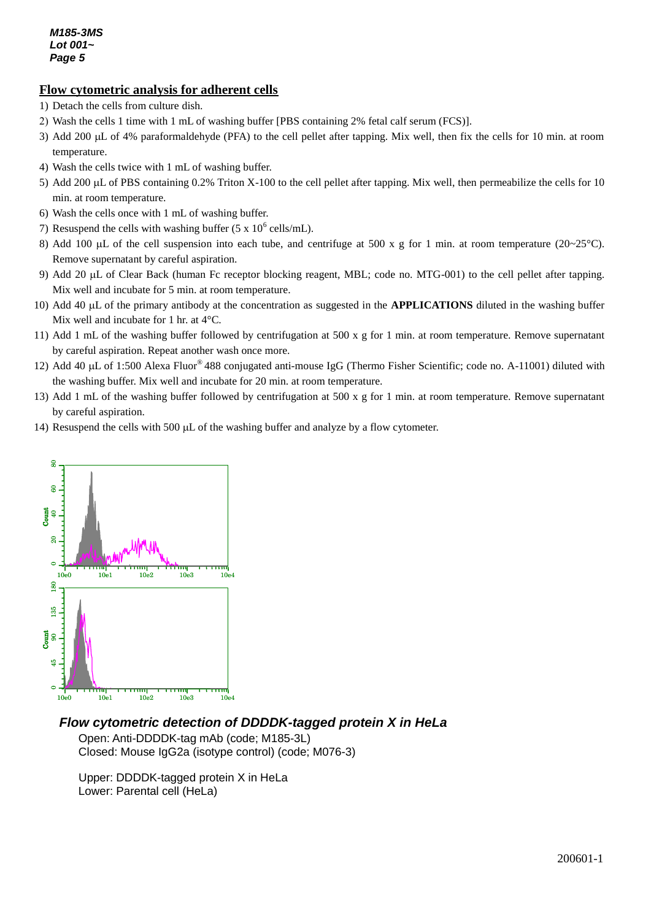## Flow cytometric analysis for adherent cells

1) Detach the cells from culture dish.
2) Wash the cells 1 time with 1 mL of washing buffer [PBS containing 2% fetal calf serum (FCS)].
3) Add 200 μL of 4% paraformaldehyde (PFA) to the cell pellet after tapping. Mix well, then fix the cells for 10 min. at room temperature.
4) Wash the cells twice with 1 mL of washing buffer.
5) Add 200 μL of PBS containing 0.2% Triton X-100 to the cell pellet after tapping. Mix well, then permeabilize the cells for 10 min. at room temperature.
6) Wash the cells once with 1 mL of washing buffer.
7) Resuspend the cells with washing buffer (5 x $10^6$ cells/mL).
8) Add 100 μL of the cell suspension into each tube, and centrifuge at 500 x g for 1 min. at room temperature (20~25°C). Remove supernatant by careful aspiration.
9) Add 20 μL of Clear Back (human Fc receptor blocking reagent, MBL; code no. MTG-001) to the cell pellet after tapping. Mix well and incubate for 5 min. at room temperature.
10) Add 40 μL of the primary antibody at the concentration as suggested in the **APPLICATIONS** diluted in the washing buffer Mix well and incubate for 1 hr. at 4°C.
11) Add 1 mL of the washing buffer followed by centrifugation at 500 x g for 1 min. at room temperature. Remove supernatant by careful aspiration. Repeat another wash once more.
12) Add 40 μL of 1:500 Alexa Fluor® 488 conjugated anti-mouse IgG (Thermo Fisher Scientific; code no. A-11001) diluted with the washing buffer. Mix well and incubate for 20 min. at room temperature.
13) Add 1 mL of the washing buffer followed by centrifugation at 500 x g for 1 min. at room temperature. Remove supernatant by careful aspiration.
14) Resuspend the cells with 500 μL of the washing buffer and analyze by a flow cytometer.

Count
0
20
40
60
80
10e0 10e1 10e2 10e3 10e4

Count
0
45
90
135
180
10e0 10e1 10e2 10e3 10e4

***Flow cytometric detection of DDDDK-tagged protein X in HeLa***

Open: Anti-DDDDK-tag mAb (code; M185-3L)
Closed: Mouse IgG2a (isotype control) (code; M076-3)

Upper: DDDDK-tagged protein X in HeLa
Lower: Parental cell (HeLa)

200601-1